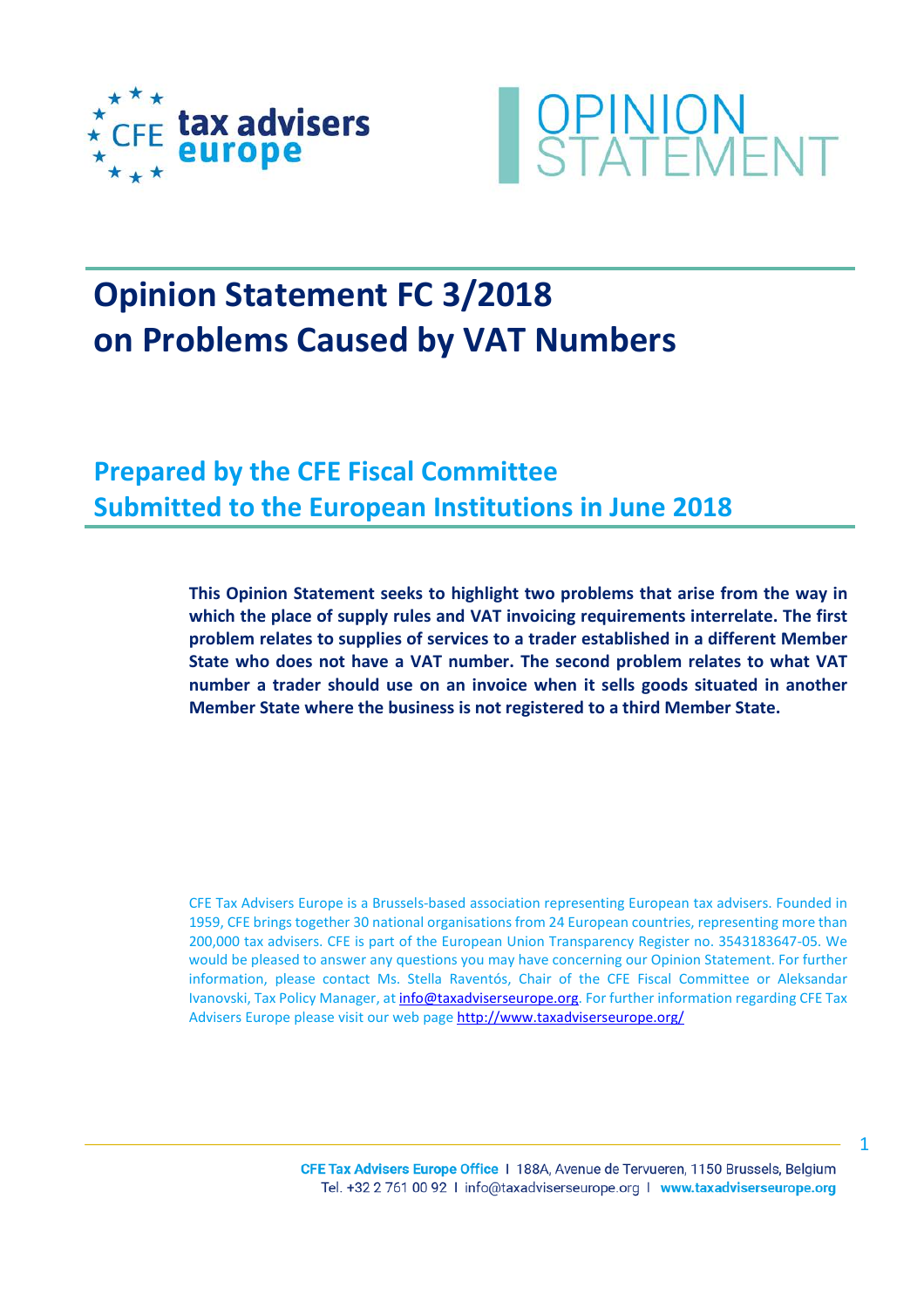CFE tax advisers europe

OPINION STATEMENT

# Opinion Statement FC 3/2018 on Problems Caused by VAT Numbers

## Prepared by the CFE Fiscal Committee Submitted to the European Institutions in June 2018

**This Opinion Statement seeks to highlight two problems that arise from the way in which the place of supply rules and VAT invoicing requirements interrelate. The first problem relates to supplies of services to a trader established in a different Member State who does not have a VAT number. The second problem relates to what VAT number a trader should use on an invoice when it sells goods situated in another Member State where the business is not registered to a third Member State.**

CFE Tax Advisers Europe is a Brussels-based association representing European tax advisers. Founded in 1959, CFE brings together 30 national organisations from 24 European countries, representing more than 200,000 tax advisers. CFE is part of the European Union Transparency Register no. 3543183647-05. We would be pleased to answer any questions you may have concerning our Opinion Statement. For further information, please contact Ms. Stella Raventós, Chair of the CFE Fiscal Committee or Aleksandar Ivanovski, Tax Policy Manager, at info@taxadviserseurope.org. For further information regarding CFE Tax Advisers Europe please visit our web page http://www.taxadviserseurope.org/

CFE Tax Advisers Europe Office I 188A, Avenue de Tervueren, 1150 Brussels, Belgium
Tel. +32 2 761 00 92 I info@taxadviserseurope.org I www.taxadviserseurope.org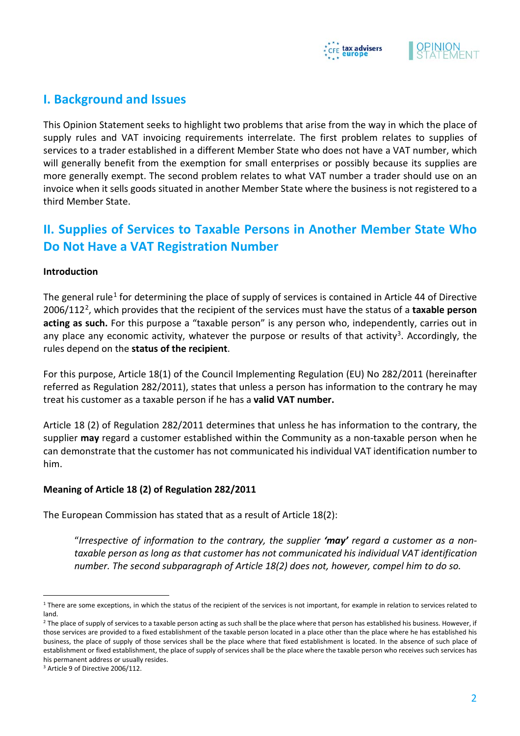## I. Background and Issues

This Opinion Statement seeks to highlight two problems that arise from the way in which the place of supply rules and VAT invoicing requirements interrelate. The first problem relates to supplies of services to a trader established in a different Member State who does not have a VAT number, which will generally benefit from the exemption for small enterprises or possibly because its supplies are more generally exempt. The second problem relates to what VAT number a trader should use on an invoice when it sells goods situated in another Member State where the business is not registered to a third Member State.

## II. Supplies of Services to Taxable Persons in Another Member State Who Do Not Have a VAT Registration Number

### Introduction

The general rule[1] for determining the place of supply of services is contained in Article 44 of Directive 2006/112[2], which provides that the recipient of the services must have the status of a **taxable person acting as such.** For this purpose a "taxable person" is any person who, independently, carries out in any place any economic activity, whatever the purpose or results of that activity[3]. Accordingly, the rules depend on the **status of the recipient**.

For this purpose, Article 18(1) of the Council Implementing Regulation (EU) No 282/2011 (hereinafter referred as Regulation 282/2011), states that unless a person has information to the contrary he may treat his customer as a taxable person if he has a **valid VAT number.**

Article 18 (2) of Regulation 282/2011 determines that unless he has information to the contrary, the supplier **may** regard a customer established within the Community as a non-taxable person when he can demonstrate that the customer has not communicated his individual VAT identification number to him.

### Meaning of Article 18 (2) of Regulation 282/2011

The European Commission has stated that as a result of Article 18(2):

> "*Irrespective of information to the contrary, the supplier **'may'** regard a customer as a non-taxable person as long as that customer has not communicated his individual VAT identification number. The second subparagraph of Article 18(2) does not, however, compel him to do so.*

---

[1] There are some exceptions, in which the status of the recipient of the services is not important, for example in relation to services related to land.

[2] The place of supply of services to a taxable person acting as such shall be the place where that person has established his business. However, if those services are provided to a fixed establishment of the taxable person located in a place other than the place where he has established his business, the place of supply of those services shall be the place where that fixed establishment is located. In the absence of such place of establishment or fixed establishment, the place of supply of services shall be the place where the taxable person who receives such services has his permanent address or usually resides.

[3] Article 9 of Directive 2006/112.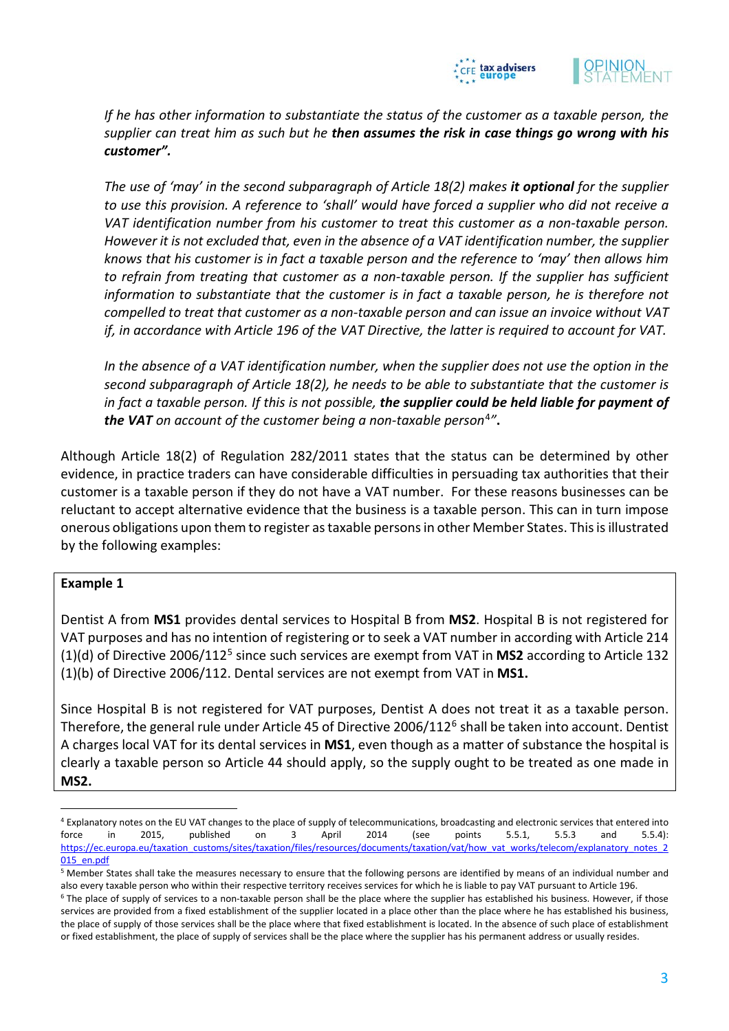*If he has other information to substantiate the status of the customer as a taxable person, the supplier can treat him as such but he* ***then assumes the risk in case things go wrong with his customer".***

*The use of 'may' in the second subparagraph of Article 18(2) makes* ***it optional*** *for the supplier to use this provision. A reference to 'shall' would have forced a supplier who did not receive a VAT identification number from his customer to treat this customer as a non-taxable person. However it is not excluded that, even in the absence of a VAT identification number, the supplier knows that his customer is in fact a taxable person and the reference to 'may' then allows him to refrain from treating that customer as a non-taxable person. If the supplier has sufficient information to substantiate that the customer is in fact a taxable person, he is therefore not compelled to treat that customer as a non-taxable person and can issue an invoice without VAT if, in accordance with Article 196 of the VAT Directive, the latter is required to account for VAT.*

*In the absence of a VAT identification number, when the supplier does not use the option in the second subparagraph of Article 18(2), he needs to be able to substantiate that the customer is in fact a taxable person. If this is not possible,* ***the supplier could be held liable for payment of the VAT*** *on account of the customer being a non-taxable person*[4]*"***.**

Although Article 18(2) of Regulation 282/2011 states that the status can be determined by other evidence, in practice traders can have considerable difficulties in persuading tax authorities that their customer is a taxable person if they do not have a VAT number. For these reasons businesses can be reluctant to accept alternative evidence that the business is a taxable person. This can in turn impose onerous obligations upon them to register as taxable persons in other Member States. This is illustrated by the following examples:

**Example 1**

Dentist A from **MS1** provides dental services to Hospital B from **MS2**. Hospital B is not registered for VAT purposes and has no intention of registering or to seek a VAT number in according with Article 214 (1)(d) of Directive 2006/112[5] since such services are exempt from VAT in **MS2** according to Article 132 (1)(b) of Directive 2006/112. Dental services are not exempt from VAT in **MS1.**

Since Hospital B is not registered for VAT purposes, Dentist A does not treat it as a taxable person. Therefore, the general rule under Article 45 of Directive 2006/112[6] shall be taken into account. Dentist A charges local VAT for its dental services in **MS1**, even though as a matter of substance the hospital is clearly a taxable person so Article 44 should apply, so the supply ought to be treated as one made in **MS2.**

---

[4] Explanatory notes on the EU VAT changes to the place of supply of telecommunications, broadcasting and electronic services that entered into force in 2015, published on 3 April 2014 (see points 5.5.1, 5.5.3 and 5.5.4): https://ec.europa.eu/taxation_customs/sites/taxation/files/resources/documents/taxation/vat/how_vat_works/telecom/explanatory_notes_2015_en.pdf

[5] Member States shall take the measures necessary to ensure that the following persons are identified by means of an individual number and also every taxable person who within their respective territory receives services for which he is liable to pay VAT pursuant to Article 196.

[6] The place of supply of services to a non-taxable person shall be the place where the supplier has established his business. However, if those services are provided from a fixed establishment of the supplier located in a place other than the place where he has established his business, the place of supply of those services shall be the place where that fixed establishment is located. In the absence of such place of establishment or fixed establishment, the place of supply of services shall be the place where the supplier has his permanent address or usually resides.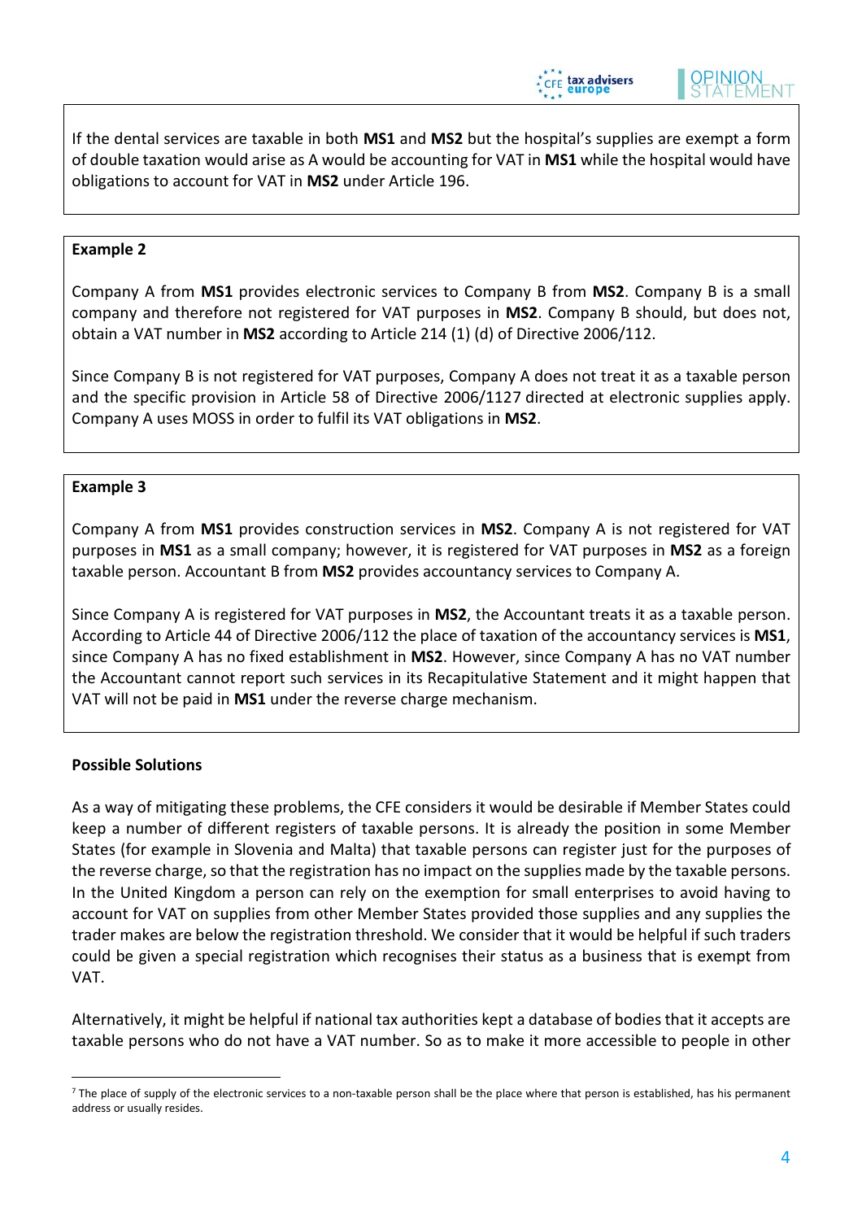If the dental services are taxable in both **MS1** and **MS2** but the hospital's supplies are exempt a form of double taxation would arise as A would be accounting for VAT in **MS1** while the hospital would have obligations to account for VAT in **MS2** under Article 196.

**Example 2**

Company A from **MS1** provides electronic services to Company B from **MS2**. Company B is a small company and therefore not registered for VAT purposes in **MS2**. Company B should, but does not, obtain a VAT number in **MS2** according to Article 214 (1) (d) of Directive 2006/112.

Since Company B is not registered for VAT purposes, Company A does not treat it as a taxable person and the specific provision in Article 58 of Directive 2006/112[7] directed at electronic supplies apply. Company A uses MOSS in order to fulfil its VAT obligations in **MS2**.

**Example 3**

Company A from **MS1** provides construction services in **MS2**. Company A is not registered for VAT purposes in **MS1** as a small company; however, it is registered for VAT purposes in **MS2** as a foreign taxable person. Accountant B from **MS2** provides accountancy services to Company A.

Since Company A is registered for VAT purposes in **MS2**, the Accountant treats it as a taxable person. According to Article 44 of Directive 2006/112 the place of taxation of the accountancy services is **MS1**, since Company A has no fixed establishment in **MS2**. However, since Company A has no VAT number the Accountant cannot report such services in its Recapitulative Statement and it might happen that VAT will not be paid in **MS1** under the reverse charge mechanism.

**Possible Solutions**

As a way of mitigating these problems, the CFE considers it would be desirable if Member States could keep a number of different registers of taxable persons. It is already the position in some Member States (for example in Slovenia and Malta) that taxable persons can register just for the purposes of the reverse charge, so that the registration has no impact on the supplies made by the taxable persons. In the United Kingdom a person can rely on the exemption for small enterprises to avoid having to account for VAT on supplies from other Member States provided those supplies and any supplies the trader makes are below the registration threshold. We consider that it would be helpful if such traders could be given a special registration which recognises their status as a business that is exempt from VAT.

Alternatively, it might be helpful if national tax authorities kept a database of bodies that it accepts are taxable persons who do not have a VAT number. So as to make it more accessible to people in other

[7] The place of supply of the electronic services to a non-taxable person shall be the place where that person is established, has his permanent address or usually resides.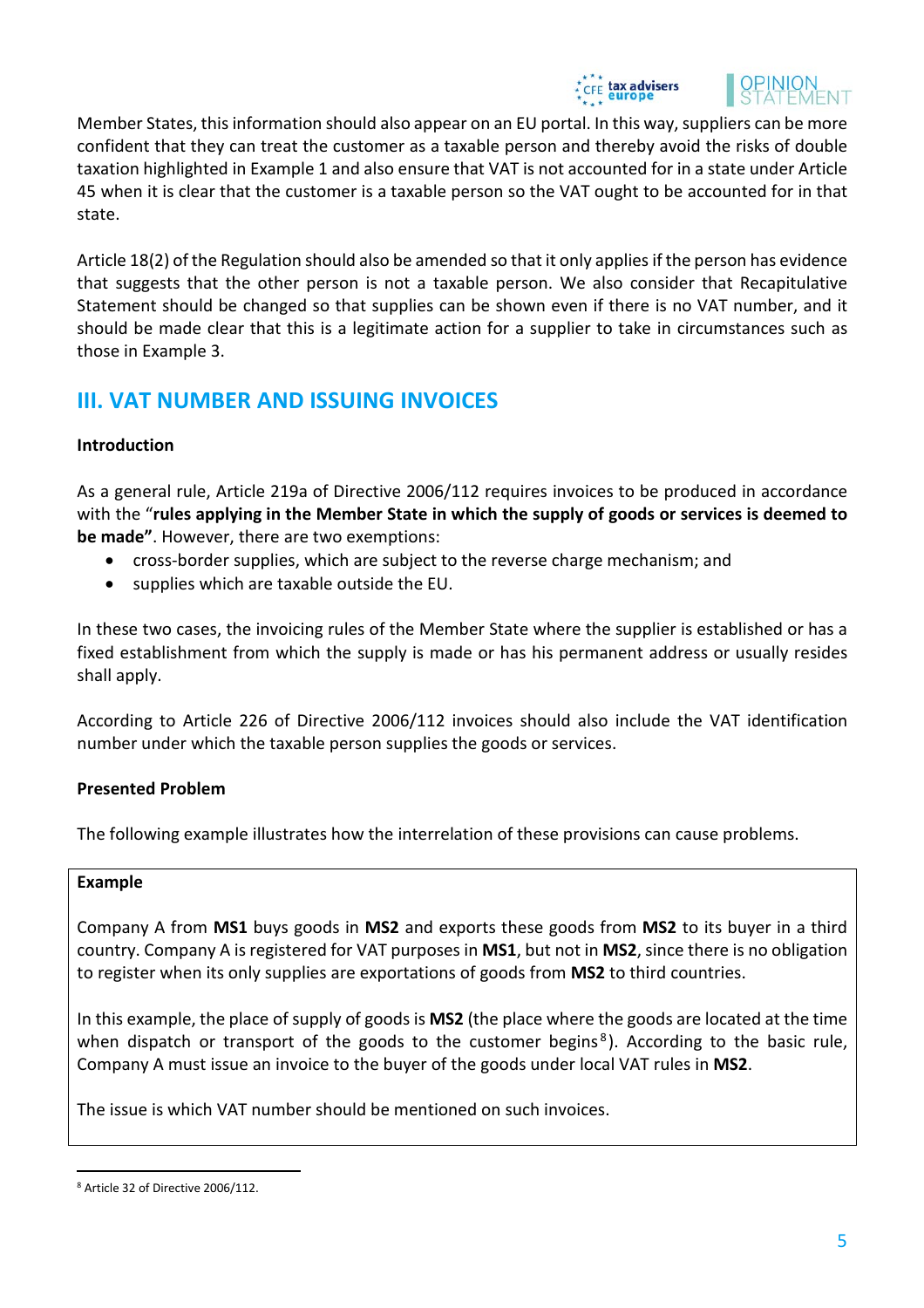Member States, this information should also appear on an EU portal. In this way, suppliers can be more confident that they can treat the customer as a taxable person and thereby avoid the risks of double taxation highlighted in Example 1 and also ensure that VAT is not accounted for in a state under Article 45 when it is clear that the customer is a taxable person so the VAT ought to be accounted for in that state.

Article 18(2) of the Regulation should also be amended so that it only applies if the person has evidence that suggests that the other person is not a taxable person. We also consider that Recapitulative Statement should be changed so that supplies can be shown even if there is no VAT number, and it should be made clear that this is a legitimate action for a supplier to take in circumstances such as those in Example 3.

## III. VAT NUMBER AND ISSUING INVOICES

**Introduction**

As a general rule, Article 219a of Directive 2006/112 requires invoices to be produced in accordance with the "**rules applying in the Member State in which the supply of goods or services is deemed to be made"**. However, there are two exemptions:

- cross-border supplies, which are subject to the reverse charge mechanism; and
- supplies which are taxable outside the EU.

In these two cases, the invoicing rules of the Member State where the supplier is established or has a fixed establishment from which the supply is made or has his permanent address or usually resides shall apply.

According to Article 226 of Directive 2006/112 invoices should also include the VAT identification number under which the taxable person supplies the goods or services.

**Presented Problem**

The following example illustrates how the interrelation of these provisions can cause problems.

> **Example**
>
> Company A from **MS1** buys goods in **MS2** and exports these goods from **MS2** to its buyer in a third country. Company A is registered for VAT purposes in **MS1**, but not in **MS2**, since there is no obligation to register when its only supplies are exportations of goods from **MS2** to third countries.
>
> In this example, the place of supply of goods is **MS2** (the place where the goods are located at the time when dispatch or transport of the goods to the customer begins[8]). According to the basic rule, Company A must issue an invoice to the buyer of the goods under local VAT rules in **MS2**.
>
> The issue is which VAT number should be mentioned on such invoices.

[8] Article 32 of Directive 2006/112.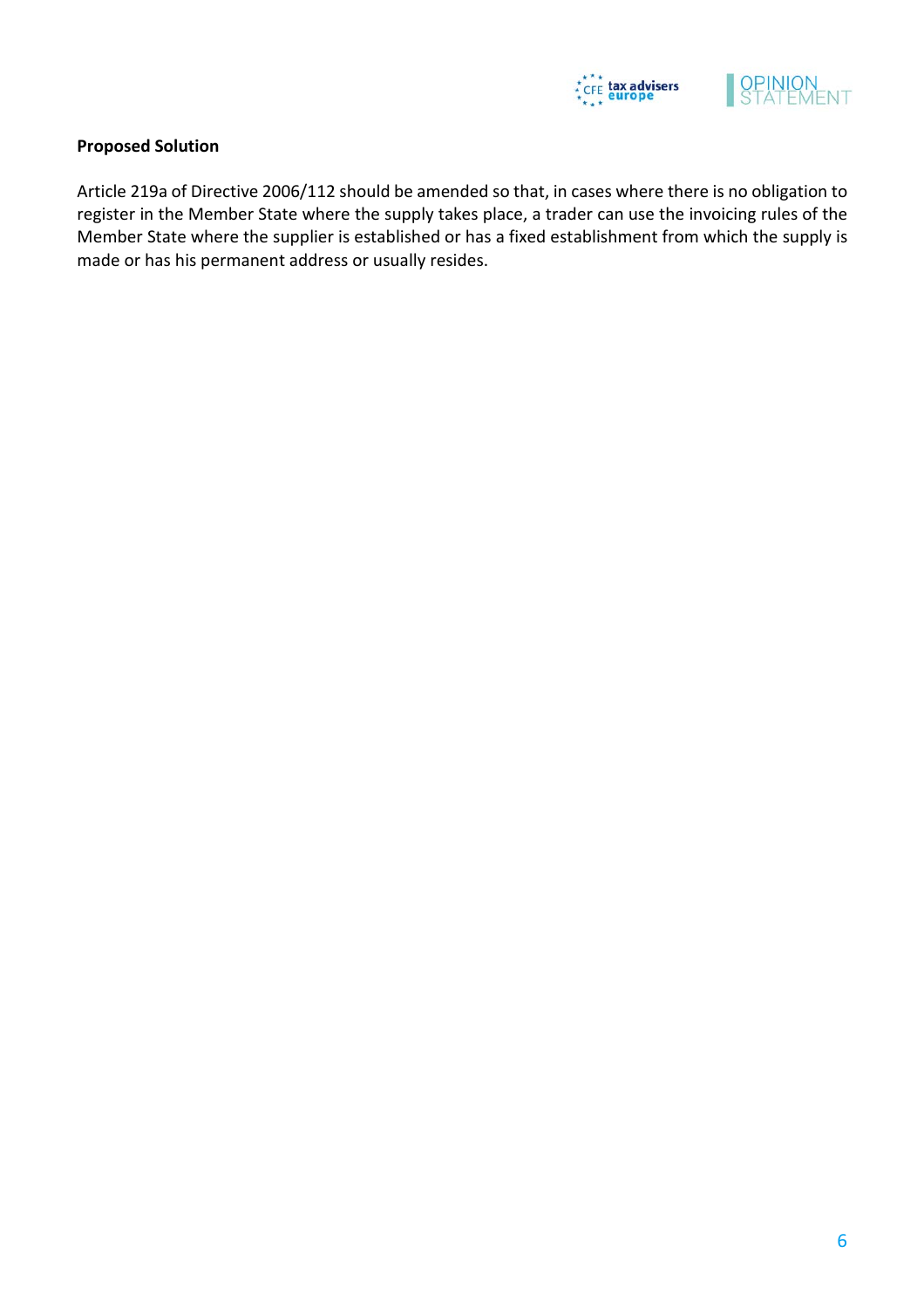**Proposed Solution**

Article 219a of Directive 2006/112 should be amended so that, in cases where there is no obligation to register in the Member State where the supply takes place, a trader can use the invoicing rules of the Member State where the supplier is established or has a fixed establishment from which the supply is made or has his permanent address or usually resides.